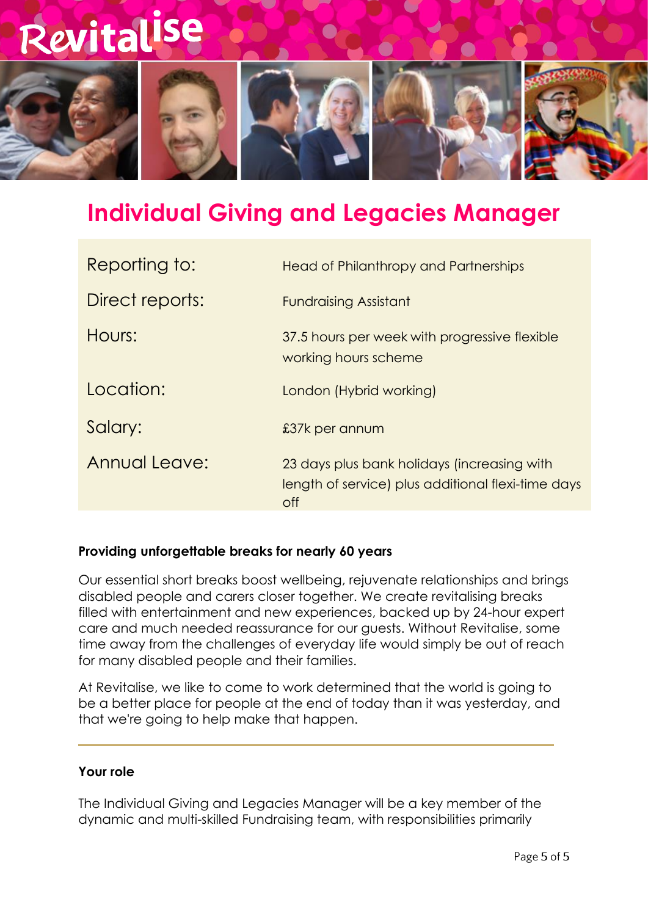Revitalise

# Individual Giving and Legacies Manager

| | |
|---|---|
| Reporting to: | Head of Philanthropy and Partnerships |
| Direct reports: | Fundraising Assistant |
| Hours: | 37.5 hours per week with progressive flexible working hours scheme |
| Location: | London (Hybrid working) |
| Salary: | £37k per annum |
| Annual Leave: | 23 days plus bank holidays (increasing with length of service) plus additional flexi-time days off |

**Providing unforgettable breaks for nearly 60 years**

Our essential short breaks boost wellbeing, rejuvenate relationships and brings disabled people and carers closer together. We create revitalising breaks filled with entertainment and new experiences, backed up by 24-hour expert care and much needed reassurance for our guests. Without Revitalise, some time away from the challenges of everyday life would simply be out of reach for many disabled people and their families.

At Revitalise, we like to come to work determined that the world is going to be a better place for people at the end of today than it was yesterday, and that we're going to help make that happen.

---

**Your role**

The Individual Giving and Legacies Manager will be a key member of the dynamic and multi-skilled Fundraising team, with responsibilities primarily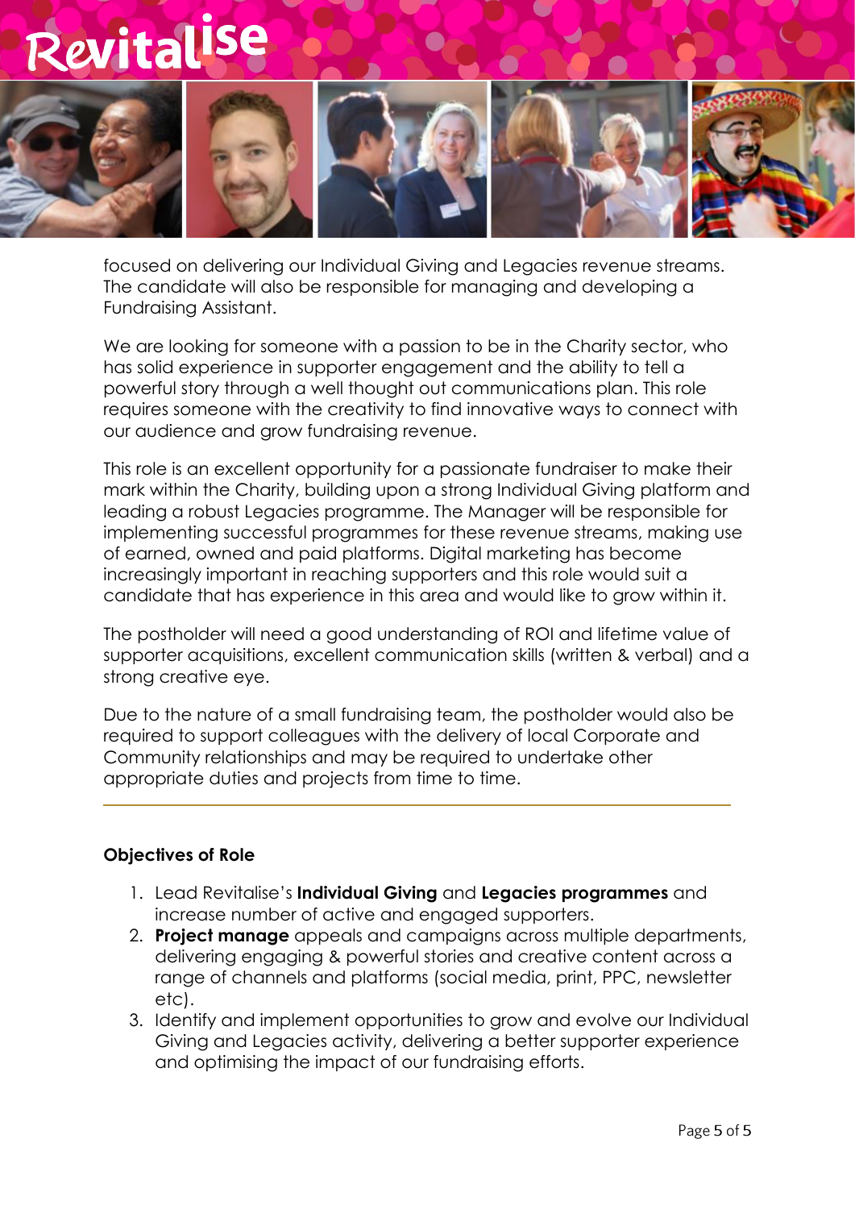focused on delivering our Individual Giving and Legacies revenue streams. The candidate will also be responsible for managing and developing a Fundraising Assistant.

We are looking for someone with a passion to be in the Charity sector, who has solid experience in supporter engagement and the ability to tell a powerful story through a well thought out communications plan. This role requires someone with the creativity to find innovative ways to connect with our audience and grow fundraising revenue.

This role is an excellent opportunity for a passionate fundraiser to make their mark within the Charity, building upon a strong Individual Giving platform and leading a robust Legacies programme. The Manager will be responsible for implementing successful programmes for these revenue streams, making use of earned, owned and paid platforms. Digital marketing has become increasingly important in reaching supporters and this role would suit a candidate that has experience in this area and would like to grow within it.

The postholder will need a good understanding of ROI and lifetime value of supporter acquisitions, excellent communication skills (written & verbal) and a strong creative eye.

Due to the nature of a small fundraising team, the postholder would also be required to support colleagues with the delivery of local Corporate and Community relationships and may be required to undertake other appropriate duties and projects from time to time.

---

**Objectives of Role**

1. Lead Revitalise's **Individual Giving** and **Legacies programmes** and increase number of active and engaged supporters.
2. **Project manage** appeals and campaigns across multiple departments, delivering engaging & powerful stories and creative content across a range of channels and platforms (social media, print, PPC, newsletter etc).
3. Identify and implement opportunities to grow and evolve our Individual Giving and Legacies activity, delivering a better supporter experience and optimising the impact of our fundraising efforts.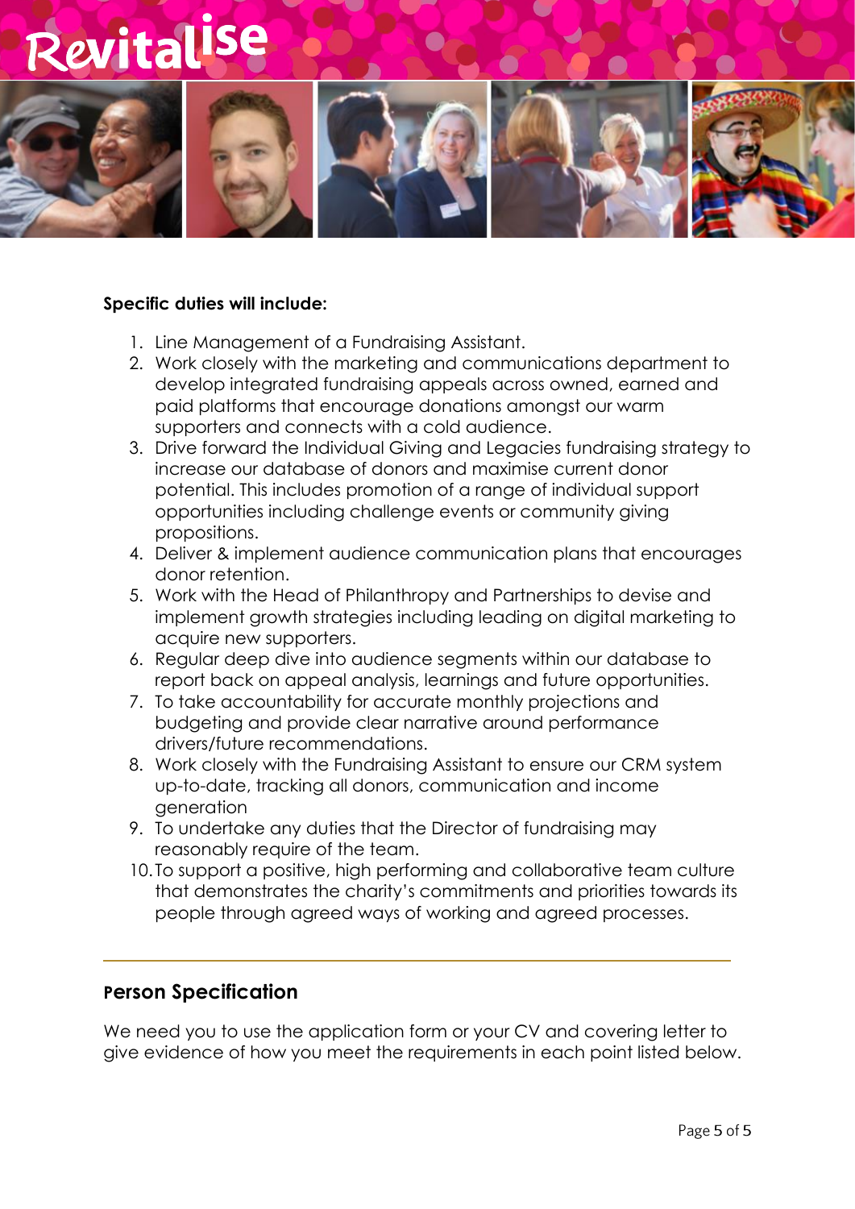**Specific duties will include:**

1. Line Management of a Fundraising Assistant.
2. Work closely with the marketing and communications department to develop integrated fundraising appeals across owned, earned and paid platforms that encourage donations amongst our warm supporters and connects with a cold audience.
3. Drive forward the Individual Giving and Legacies fundraising strategy to increase our database of donors and maximise current donor potential. This includes promotion of a range of individual support opportunities including challenge events or community giving propositions.
4. Deliver & implement audience communication plans that encourages donor retention.
5. Work with the Head of Philanthropy and Partnerships to devise and implement growth strategies including leading on digital marketing to acquire new supporters.
6. Regular deep dive into audience segments within our database to report back on appeal analysis, learnings and future opportunities.
7. To take accountability for accurate monthly projections and budgeting and provide clear narrative around performance drivers/future recommendations.
8. Work closely with the Fundraising Assistant to ensure our CRM system up-to-date, tracking all donors, communication and income generation
9. To undertake any duties that the Director of fundraising may reasonably require of the team.
10. To support a positive, high performing and collaborative team culture that demonstrates the charity's commitments and priorities towards its people through agreed ways of working and agreed processes.

## Person Specification

We need you to use the application form or your CV and covering letter to give evidence of how you meet the requirements in each point listed below.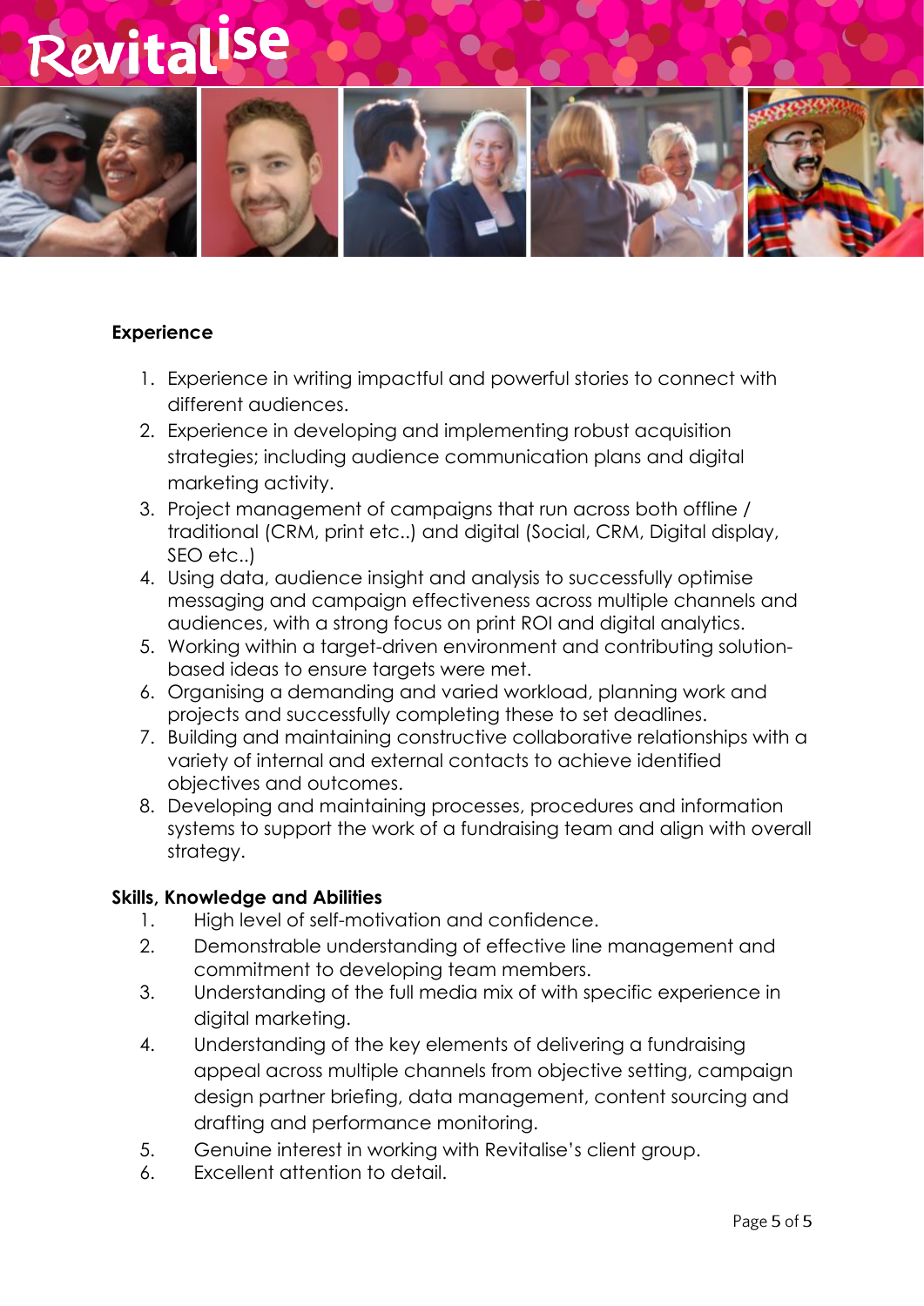## Experience

1. Experience in writing impactful and powerful stories to connect with different audiences.
2. Experience in developing and implementing robust acquisition strategies; including audience communication plans and digital marketing activity.
3. Project management of campaigns that run across both offline / traditional (CRM, print etc..) and digital (Social, CRM, Digital display, SEO etc..)
4. Using data, audience insight and analysis to successfully optimise messaging and campaign effectiveness across multiple channels and audiences, with a strong focus on print ROI and digital analytics.
5. Working within a target-driven environment and contributing solution-based ideas to ensure targets were met.
6. Organising a demanding and varied workload, planning work and projects and successfully completing these to set deadlines.
7. Building and maintaining constructive collaborative relationships with a variety of internal and external contacts to achieve identified objectives and outcomes.
8. Developing and maintaining processes, procedures and information systems to support the work of a fundraising team and align with overall strategy.

## Skills, Knowledge and Abilities

1. High level of self-motivation and confidence.
2. Demonstrable understanding of effective line management and commitment to developing team members.
3. Understanding of the full media mix of with specific experience in digital marketing.
4. Understanding of the key elements of delivering a fundraising appeal across multiple channels from objective setting, campaign design partner briefing, data management, content sourcing and drafting and performance monitoring.
5. Genuine interest in working with Revitalise's client group.
6. Excellent attention to detail.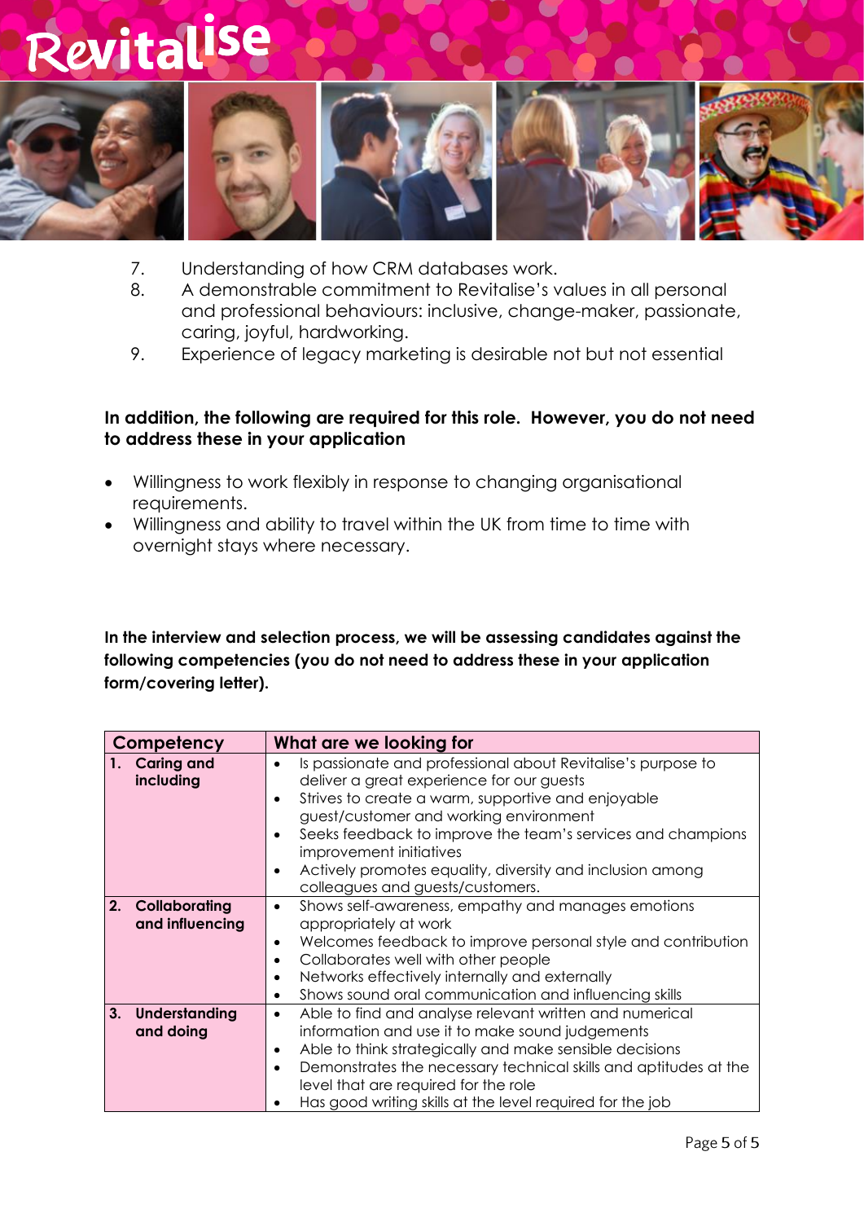7. Understanding of how CRM databases work.
8. A demonstrable commitment to Revitalise's values in all personal and professional behaviours: inclusive, change-maker, passionate, caring, joyful, hardworking.
9. Experience of legacy marketing is desirable not but not essential

**In addition, the following are required for this role. However, you do not need to address these in your application**

- Willingness to work flexibly in response to changing organisational requirements.
- Willingness and ability to travel within the UK from time to time with overnight stays where necessary.

**In the interview and selection process, we will be assessing candidates against the following competencies (you do not need to address these in your application form/covering letter).**

| Competency | What are we looking for |
|---|---|
| **1. Caring and including** | • Is passionate and professional about Revitalise's purpose to deliver a great experience for our guests<br>• Strives to create a warm, supportive and enjoyable guest/customer and working environment<br>• Seeks feedback to improve the team's services and champions improvement initiatives<br>• Actively promotes equality, diversity and inclusion among colleagues and guests/customers. |
| **2. Collaborating and influencing** | • Shows self-awareness, empathy and manages emotions appropriately at work<br>• Welcomes feedback to improve personal style and contribution<br>• Collaborates well with other people<br>• Networks effectively internally and externally<br>• Shows sound oral communication and influencing skills |
| **3. Understanding and doing** | • Able to find and analyse relevant written and numerical information and use it to make sound judgements<br>• Able to think strategically and make sensible decisions<br>• Demonstrates the necessary technical skills and aptitudes at the level that are required for the role<br>• Has good writing skills at the level required for the job |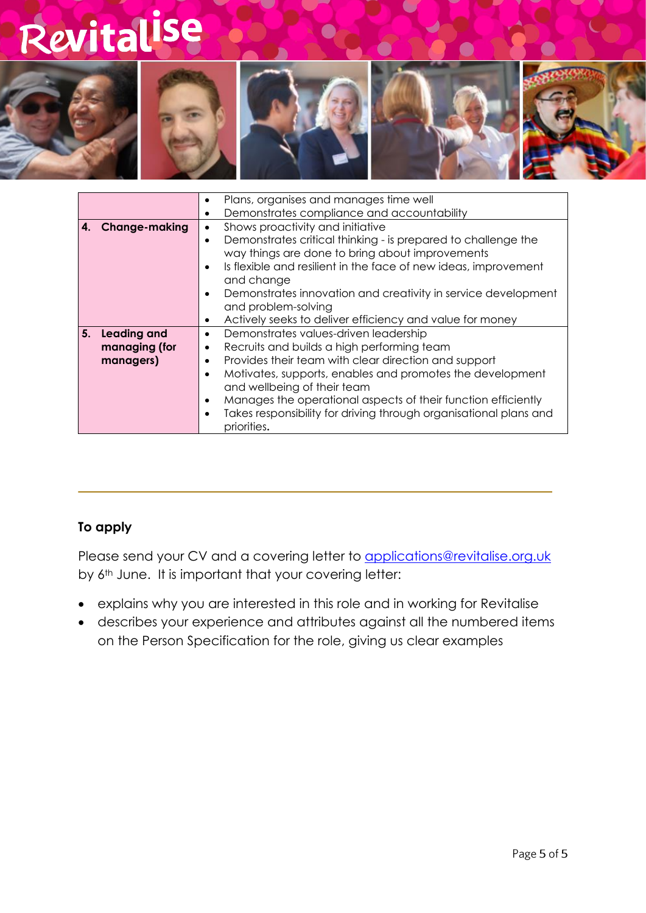| | |
|---|---|
| | • Plans, organises and manages time well<br>• Demonstrates compliance and accountability |
| **4. Change-making** | • Shows proactivity and initiative<br>• Demonstrates critical thinking - is prepared to challenge the way things are done to bring about improvements<br>• Is flexible and resilient in the face of new ideas, improvement and change<br>• Demonstrates innovation and creativity in service development and problem-solving<br>• Actively seeks to deliver efficiency and value for money |
| **5. Leading and managing (for managers)** | • Demonstrates values-driven leadership<br>• Recruits and builds a high performing team<br>• Provides their team with clear direction and support<br>• Motivates, supports, enables and promotes the development and wellbeing of their team<br>• Manages the operational aspects of their function efficiently<br>• Takes responsibility for driving through organisational plans and priorities. |

---

**To apply**

Please send your CV and a covering letter to applications@revitalise.org.uk by 6th June. It is important that your covering letter:

- explains why you are interested in this role and in working for Revitalise
- describes your experience and attributes against all the numbered items on the Person Specification for the role, giving us clear examples